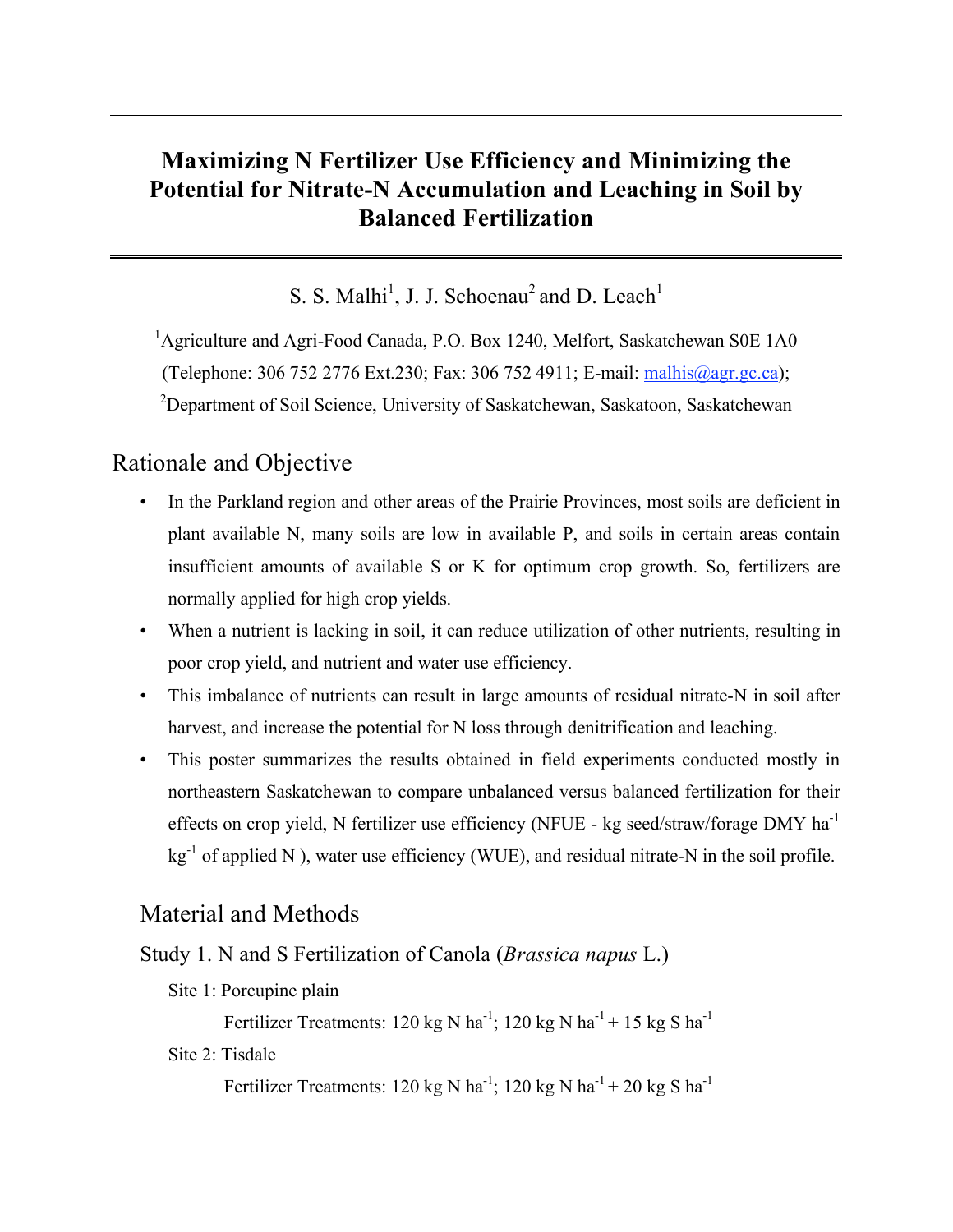# Maximizing N Fertilizer Use Efficiency and Minimizing the Potential for Nitrate-N Accumulation and Leaching in Soil by Balanced Fertilization

S. S. Malhi[1], J. J. Schoenau[2] and D. Leach[1]

[1]Agriculture and Agri-Food Canada, P.O. Box 1240, Melfort, Saskatchewan S0E 1A0 (Telephone: 306 752 2776 Ext.230; Fax: 306 752 4911; E-mail: malhis@agr.gc.ca);

[2]Department of Soil Science, University of Saskatchewan, Saskatoon, Saskatchewan

## Rationale and Objective

- In the Parkland region and other areas of the Prairie Provinces, most soils are deficient in plant available N, many soils are low in available P, and soils in certain areas contain insufficient amounts of available S or K for optimum crop growth. So, fertilizers are normally applied for high crop yields.
- When a nutrient is lacking in soil, it can reduce utilization of other nutrients, resulting in poor crop yield, and nutrient and water use efficiency.
- This imbalance of nutrients can result in large amounts of residual nitrate-N in soil after harvest, and increase the potential for N loss through denitrification and leaching.
- This poster summarizes the results obtained in field experiments conducted mostly in northeastern Saskatchewan to compare unbalanced versus balanced fertilization for their effects on crop yield, N fertilizer use efficiency (NFUE - kg seed/straw/forage DMY $ha^{-1}$ $kg^{-1}$ of applied N ), water use efficiency (WUE), and residual nitrate-N in the soil profile.

## Material and Methods

### Study 1. N and S Fertilization of Canola (*Brassica napus* L.)

Site 1: Porcupine plain

Fertilizer Treatments: 120 kg N $ha^{-1}$; 120 kg N $ha^{-1}$ + 15 kg S $ha^{-1}$

Site 2: Tisdale

Fertilizer Treatments: 120 kg N $ha^{-1}$; 120 kg N $ha^{-1}$ + 20 kg S $ha^{-1}$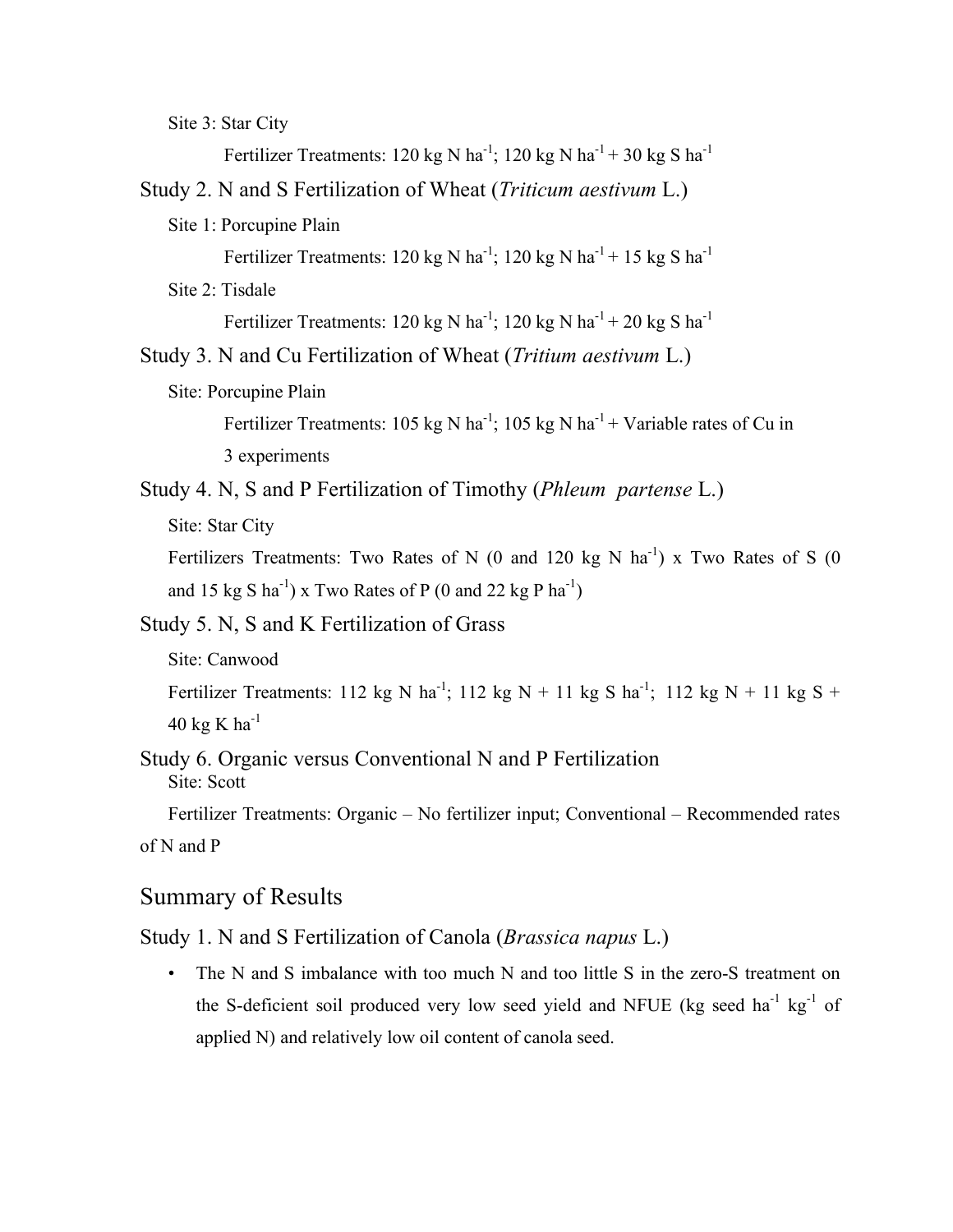Site 3: Star City

Fertilizer Treatments: 120 kg N $ha^{-1}$; 120 kg N $ha^{-1}$ + 30 kg S $ha^{-1}$

## Study 2. N and S Fertilization of Wheat (*Triticum aestivum* L.)

Site 1: Porcupine Plain

Fertilizer Treatments: 120 kg N $ha^{-1}$; 120 kg N $ha^{-1}$ + 15 kg S $ha^{-1}$

Site 2: Tisdale

Fertilizer Treatments: 120 kg N $ha^{-1}$; 120 kg N $ha^{-1}$ + 20 kg S $ha^{-1}$

## Study 3. N and Cu Fertilization of Wheat (*Tritium aestivum* L.)

Site: Porcupine Plain

Fertilizer Treatments: 105 kg N $ha^{-1}$; 105 kg N $ha^{-1}$ + Variable rates of Cu in 3 experiments

## Study 4. N, S and P Fertilization of Timothy (*Phleum partense* L.)

Site: Star City

Fertilizers Treatments: Two Rates of N (0 and 120 kg N $ha^{-1}$) x Two Rates of S (0 and 15 kg S $ha^{-1}$) x Two Rates of P (0 and 22 kg P $ha^{-1}$)

## Study 5. N, S and K Fertilization of Grass

Site: Canwood

Fertilizer Treatments: 112 kg N $ha^{-1}$; 112 kg N + 11 kg S $ha^{-1}$; 112 kg N + 11 kg S + 40 kg K $ha^{-1}$

## Study 6. Organic versus Conventional N and P Fertilization

Site: Scott

Fertilizer Treatments: Organic – No fertilizer input; Conventional – Recommended rates of N and P

# Summary of Results

## Study 1. N and S Fertilization of Canola (*Brassica napus* L.)

- The N and S imbalance with too much N and too little S in the zero-S treatment on the S-deficient soil produced very low seed yield and NFUE (kg seed $ha^{-1}$ $kg^{-1}$ of applied N) and relatively low oil content of canola seed.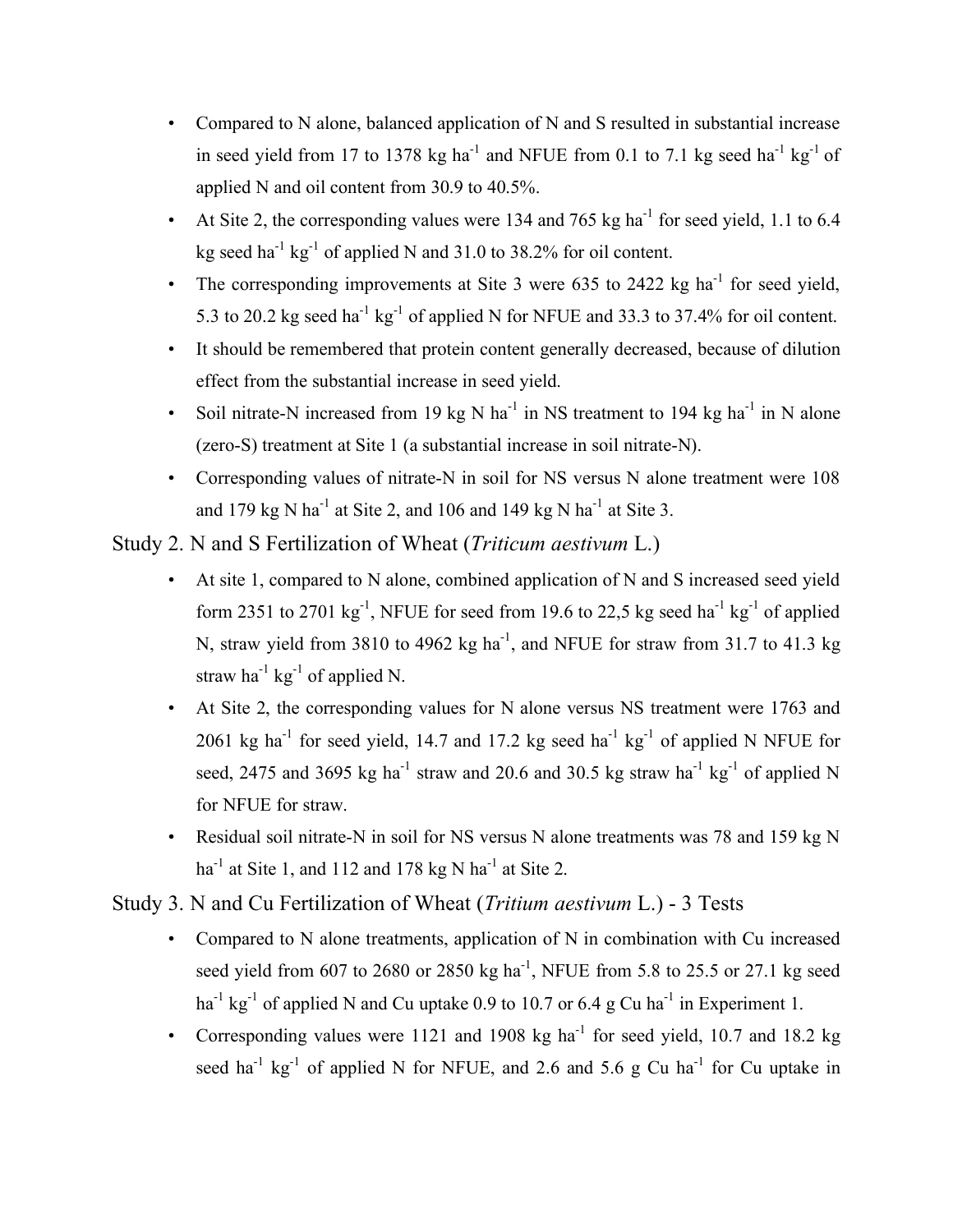- Compared to N alone, balanced application of N and S resulted in substantial increase in seed yield from 17 to 1378 kg $ha^{-1}$ and NFUE from 0.1 to 7.1 kg seed $ha^{-1}$ $kg^{-1}$ of applied N and oil content from 30.9 to 40.5%.
- At Site 2, the corresponding values were 134 and 765 kg $ha^{-1}$ for seed yield, 1.1 to 6.4 kg seed $ha^{-1}$ $kg^{-1}$ of applied N and 31.0 to 38.2% for oil content.
- The corresponding improvements at Site 3 were 635 to 2422 kg $ha^{-1}$ for seed yield, 5.3 to 20.2 kg seed $ha^{-1}$ $kg^{-1}$ of applied N for NFUE and 33.3 to 37.4% for oil content.
- It should be remembered that protein content generally decreased, because of dilution effect from the substantial increase in seed yield.
- Soil nitrate-N increased from 19 kg N $ha^{-1}$ in NS treatment to 194 kg $ha^{-1}$ in N alone (zero-S) treatment at Site 1 (a substantial increase in soil nitrate-N).
- Corresponding values of nitrate-N in soil for NS versus N alone treatment were 108 and 179 kg N $ha^{-1}$ at Site 2, and 106 and 149 kg N $ha^{-1}$ at Site 3.

## Study 2. N and S Fertilization of Wheat (*Triticum aestivum* L.)

- At site 1, compared to N alone, combined application of N and S increased seed yield form 2351 to 2701 $kg^{-1}$, NFUE for seed from 19.6 to 22,5 kg seed $ha^{-1}$ $kg^{-1}$ of applied N, straw yield from 3810 to 4962 kg $ha^{-1}$, and NFUE for straw from 31.7 to 41.3 kg straw $ha^{-1}$ $kg^{-1}$ of applied N.
- At Site 2, the corresponding values for N alone versus NS treatment were 1763 and 2061 kg $ha^{-1}$ for seed yield, 14.7 and 17.2 kg seed $ha^{-1}$ $kg^{-1}$ of applied N NFUE for seed, 2475 and 3695 kg $ha^{-1}$ straw and 20.6 and 30.5 kg straw $ha^{-1}$ $kg^{-1}$ of applied N for NFUE for straw.
- Residual soil nitrate-N in soil for NS versus N alone treatments was 78 and 159 kg N $ha^{-1}$ at Site 1, and 112 and 178 kg N $ha^{-1}$ at Site 2.

## Study 3. N and Cu Fertilization of Wheat (*Tritium aestivum* L.) - 3 Tests

- Compared to N alone treatments, application of N in combination with Cu increased seed yield from 607 to 2680 or 2850 kg $ha^{-1}$, NFUE from 5.8 to 25.5 or 27.1 kg seed $ha^{-1}$ $kg^{-1}$ of applied N and Cu uptake 0.9 to 10.7 or 6.4 g Cu $ha^{-1}$ in Experiment 1.
- Corresponding values were 1121 and 1908 kg $ha^{-1}$ for seed yield, 10.7 and 18.2 kg seed $ha^{-1}$ $kg^{-1}$ of applied N for NFUE, and 2.6 and 5.6 g Cu $ha^{-1}$ for Cu uptake in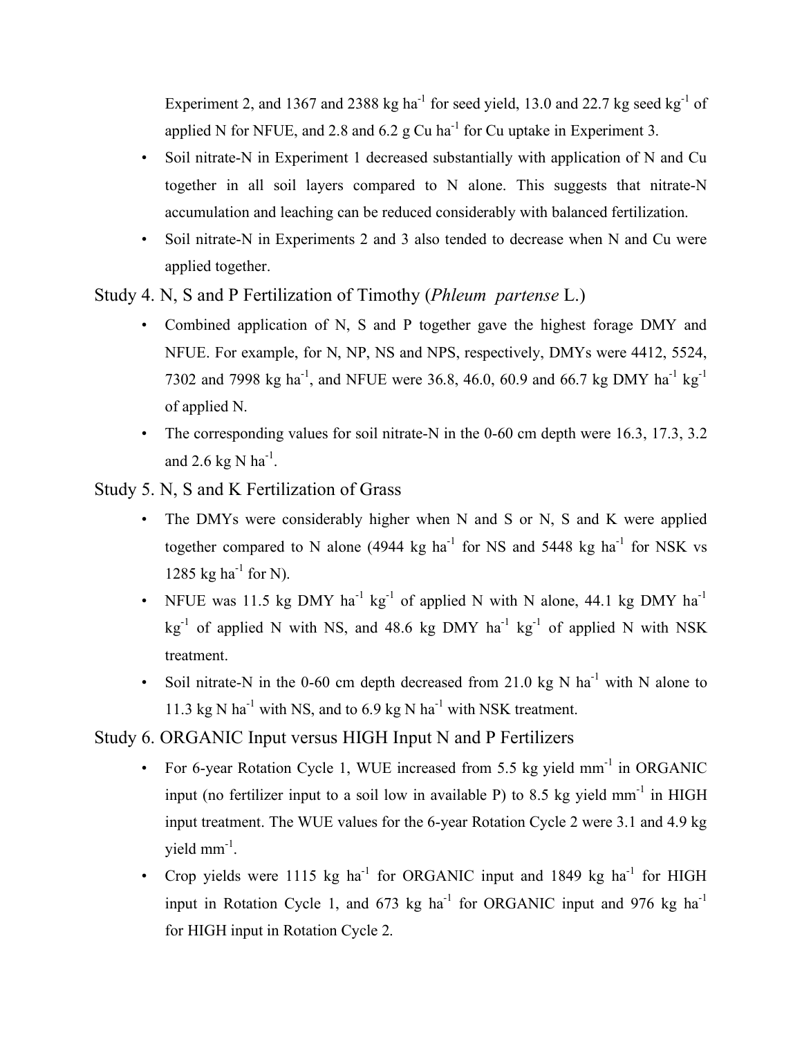Experiment 2, and 1367 and 2388 kg ha$^{-1}$ for seed yield, 13.0 and 22.7 kg seed kg$^{-1}$ of applied N for NFUE, and 2.8 and 6.2 g Cu ha$^{-1}$ for Cu uptake in Experiment 3.

- Soil nitrate-N in Experiment 1 decreased substantially with application of N and Cu together in all soil layers compared to N alone. This suggests that nitrate-N accumulation and leaching can be reduced considerably with balanced fertilization.
- Soil nitrate-N in Experiments 2 and 3 also tended to decrease when N and Cu were applied together.

## Study 4. N, S and P Fertilization of Timothy (*Phleum partense* L.)

- Combined application of N, S and P together gave the highest forage DMY and NFUE. For example, for N, NP, NS and NPS, respectively, DMYs were 4412, 5524, 7302 and 7998 kg ha$^{-1}$, and NFUE were 36.8, 46.0, 60.9 and 66.7 kg DMY ha$^{-1}$ kg$^{-1}$ of applied N.
- The corresponding values for soil nitrate-N in the 0-60 cm depth were 16.3, 17.3, 3.2 and 2.6 kg N ha$^{-1}$.

## Study 5. N, S and K Fertilization of Grass

- The DMYs were considerably higher when N and S or N, S and K were applied together compared to N alone (4944 kg ha$^{-1}$ for NS and 5448 kg ha$^{-1}$ for NSK vs 1285 kg ha$^{-1}$ for N).
- NFUE was 11.5 kg DMY ha$^{-1}$ kg$^{-1}$ of applied N with N alone, 44.1 kg DMY ha$^{-1}$ kg$^{-1}$ of applied N with NS, and 48.6 kg DMY ha$^{-1}$ kg$^{-1}$ of applied N with NSK treatment.
- Soil nitrate-N in the 0-60 cm depth decreased from 21.0 kg N ha$^{-1}$ with N alone to 11.3 kg N ha$^{-1}$ with NS, and to 6.9 kg N ha$^{-1}$ with NSK treatment.

## Study 6. ORGANIC Input versus HIGH Input N and P Fertilizers

- For 6-year Rotation Cycle 1, WUE increased from 5.5 kg yield mm$^{-1}$ in ORGANIC input (no fertilizer input to a soil low in available P) to 8.5 kg yield mm$^{-1}$ in HIGH input treatment. The WUE values for the 6-year Rotation Cycle 2 were 3.1 and 4.9 kg yield mm$^{-1}$.
- Crop yields were 1115 kg ha$^{-1}$ for ORGANIC input and 1849 kg ha$^{-1}$ for HIGH input in Rotation Cycle 1, and 673 kg ha$^{-1}$ for ORGANIC input and 976 kg ha$^{-1}$ for HIGH input in Rotation Cycle 2.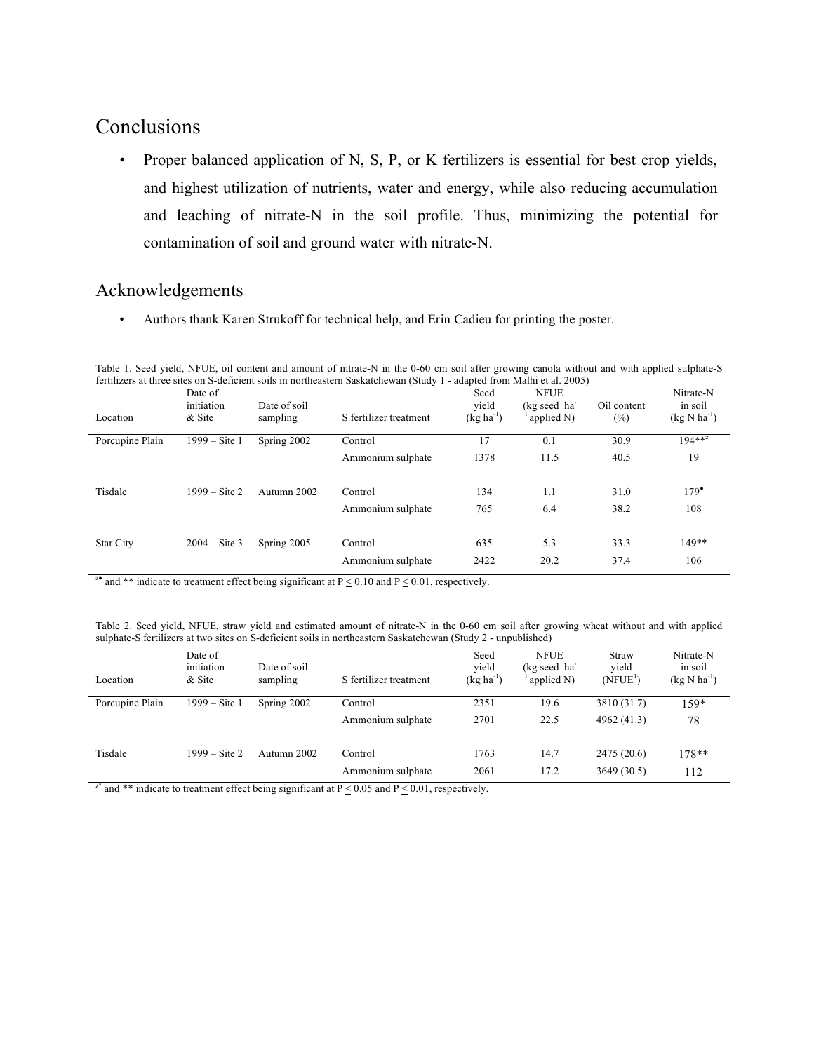## Conclusions

- Proper balanced application of N, S, P, or K fertilizers is essential for best crop yields, and highest utilization of nutrients, water and energy, while also reducing accumulation and leaching of nitrate-N in the soil profile. Thus, minimizing the potential for contamination of soil and ground water with nitrate-N.

## Acknowledgements

- Authors thank Karen Strukoff for technical help, and Erin Cadieu for printing the poster.

Table 1. Seed yield, NFUE, oil content and amount of nitrate-N in the 0-60 cm soil after growing canola without and with applied sulphate-S fertilizers at three sites on S-deficient soils in northeastern Saskatchewan (Study 1 - adapted from Malhi et al. 2005)

| Location | Date of initiation & Site | Date of soil sampling | S fertilizer treatment | Seed yield ($kg\ ha^{-1}$) | NFUE ($kg$ seed $ha^{-1}$ applied N) | Oil content (%) | Nitrate-N in soil ($kg\ N\ ha^{-1}$) |
|---|---|---|---|---|---|---|---|
| Porcupine Plain | 1999 – Site 1 | Spring 2002 | Control | 17 | 0.1 | 30.9 | 194**[z] |
| | | | Ammonium sulphate | 1378 | 11.5 | 40.5 | 19 |
| Tisdale | 1999 – Site 2 | Autumn 2002 | Control | 134 | 1.1 | 31.0 | 179• |
| | | | Ammonium sulphate | 765 | 6.4 | 38.2 | 108 |
| Star City | 2004 – Site 3 | Spring 2005 | Control | 635 | 5.3 | 33.3 | 149** |
| | | | Ammonium sulphate | 2422 | 20.2 | 37.4 | 106 |

[z]• and ** indicate to treatment effect being significant at $P \leq 0.10$ and $P \leq 0.01$, respectively.

Table 2. Seed yield, NFUE, straw yield and estimated amount of nitrate-N in the 0-60 cm soil after growing wheat without and with applied sulphate-S fertilizers at two sites on S-deficient soils in northeastern Saskatchewan (Study 2 - unpublished)

| Location | Date of initiation & Site | Date of soil sampling | S fertilizer treatment | Seed yield ($kg\ ha^{-1}$) | NFUE ($kg$ seed $ha^{-1}$ applied N) | Straw yield (NFUE[1]) | Nitrate-N in soil ($kg\ N\ ha^{-1}$) |
|---|---|---|---|---|---|---|---|
| Porcupine Plain | 1999 – Site 1 | Spring 2002 | Control | 2351 | 19.6 | 3810 (31.7) | 159* |
| | | | Ammonium sulphate | 2701 | 22.5 | 4962 (41.3) | 78 |
| Tisdale | 1999 – Site 2 | Autumn 2002 | Control | 1763 | 14.7 | 2475 (20.6) | 178** |
| | | | Ammonium sulphate | 2061 | 17.2 | 3649 (30.5) | 112 |

[z]* and ** indicate to treatment effect being significant at $P \leq 0.05$ and $P \leq 0.01$, respectively.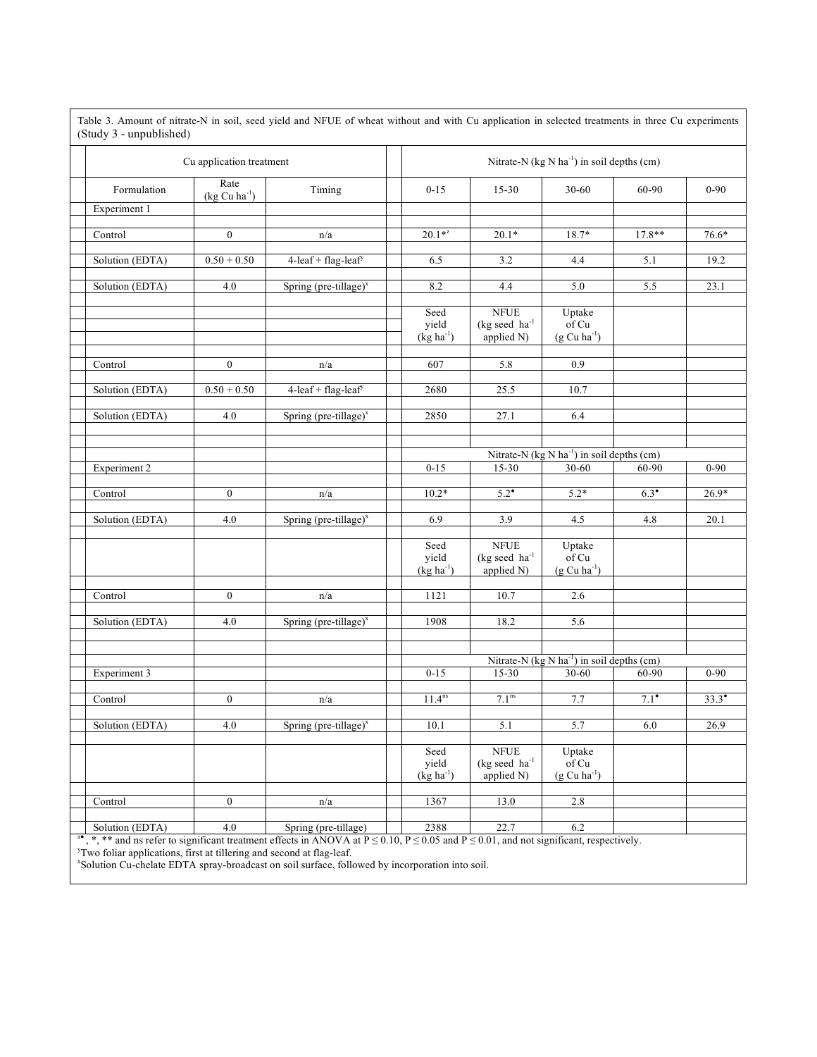Table 3. Amount of nitrate-N in soil, seed yield and NFUE of wheat without and with Cu application in selected treatments in three Cu experiments (Study 3 - unpublished)

| Cu application treatment | | | Nitrate-N (kg N $ha^{-1}$) in soil depths (cm) | | | | |
|---|---|---|---|---|---|---|---|
| Formulation | Rate (kg Cu $ha^{-1}$) | Timing | 0-15 | 15-30 | 30-60 | 60-90 | 0-90 |
| Experiment 1 | | | | | | | |
| Control | 0 | n/a | 20.1*[z] | 20.1* | 18.7* | 17.8** | 76.6* |
| Solution (EDTA) | 0.50 + 0.50 | 4-leaf + flag-leaf[y] | 6.5 | 3.2 | 4.4 | 5.1 | 19.2 |
| Solution (EDTA) | 4.0 | Spring (pre-tillage)[x] | 8.2 | 4.4 | 5.0 | 5.5 | 23.1 |
| | | | Seed yield (kg $ha^{-1}$) | NFUE (kg seed $ha^{-1}$ applied N) | Uptake of Cu (g Cu $ha^{-1}$) | | |
| Control | 0 | n/a | 607 | 5.8 | 0.9 | | |
| Solution (EDTA) | 0.50 + 0.50 | 4-leaf + flag-leaf[y] | 2680 | 25.5 | 10.7 | | |
| Solution (EDTA) | 4.0 | Spring (pre-tillage)[x] | 2850 | 27.1 | 6.4 | | |
| | | | Nitrate-N (kg N $ha^{-1}$) in soil depths (cm) | | | | |
| Experiment 2 | | | 0-15 | 15-30 | 30-60 | 60-90 | 0-90 |
| Control | 0 | n/a | 10.2* | 5.2• | 5.2* | 6.3• | 26.9* |
| Solution (EDTA) | 4.0 | Spring (pre-tillage)[x] | 6.9 | 3.9 | 4.5 | 4.8 | 20.1 |
| | | | Seed yield (kg $ha^{-1}$) | NFUE (kg seed $ha^{-1}$ applied N) | Uptake of Cu (g Cu $ha^{-1}$) | | |
| Control | 0 | n/a | 1121 | 10.7 | 2.6 | | |
| Solution (EDTA) | 4.0 | Spring (pre-tillage)[x] | 1908 | 18.2 | 5.6 | | |
| | | | Nitrate-N (kg N $ha^{-1}$) in soil depths (cm) | | | | |
| Experiment 3 | | | 0-15 | 15-30 | 30-60 | 60-90 | 0-90 |
| Control | 0 | n/a | 11.4[ns] | 7.1[ns] | 7.7 | 7.1• | 33.3• |
| Solution (EDTA) | 4.0 | Spring (pre-tillage)[x] | 10.1 | 5.1 | 5.7 | 6.0 | 26.9 |
| | | | Seed yield (kg $ha^{-1}$) | NFUE (kg seed $ha^{-1}$ applied N) | Uptake of Cu (g Cu $ha^{-1}$) | | |
| Control | 0 | n/a | 1367 | 13.0 | 2.8 | | |
| Solution (EDTA) | 4.0 | Spring (pre-tillage) | 2388 | 22.7 | 6.2 | | |

[z]•, *, ** and ns refer to significant treatment effects in ANOVA at $P \leq 0.10$, $P \leq 0.05$ and $P \leq 0.01$, and not significant, respectively.

[y]Two foliar applications, first at tillering and second at flag-leaf.

[x]Solution Cu-chelate EDTA spray-broadcast on soil surface, followed by incorporation into soil.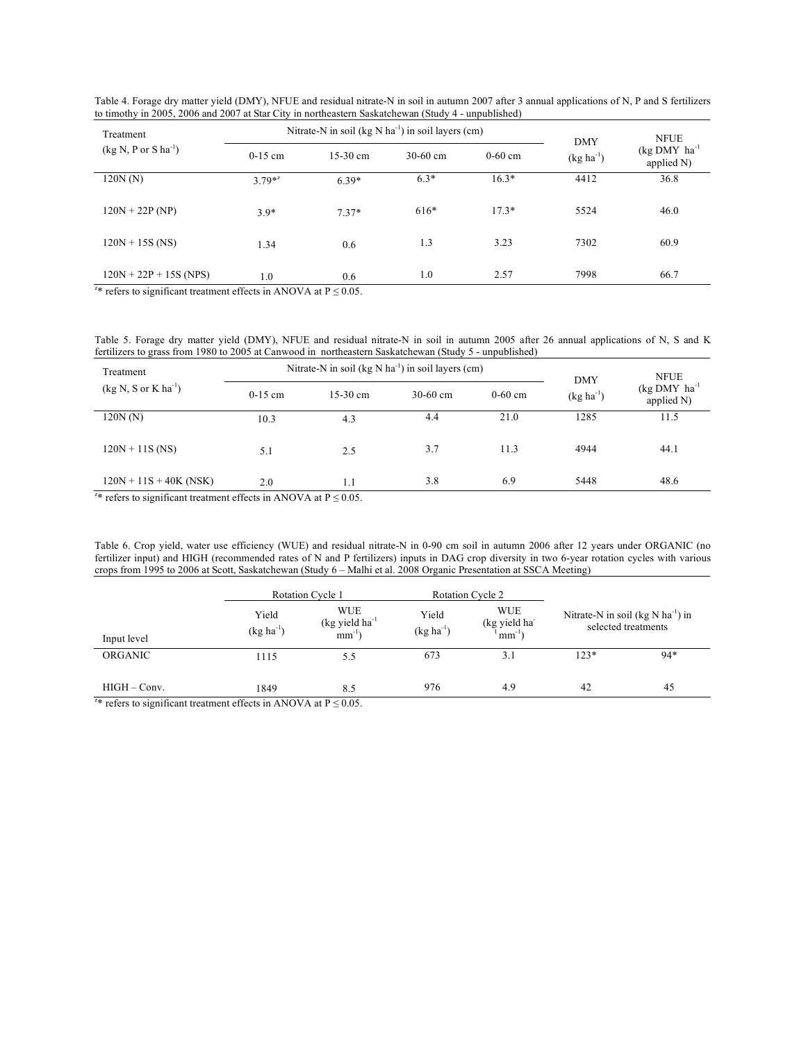Table 4. Forage dry matter yield (DMY), NFUE and residual nitrate-N in soil in autumn 2007 after 3 annual applications of N, P and S fertilizers to timothy in 2005, 2006 and 2007 at Star City in northeastern Saskatchewan (Study 4 - unpublished)

| Treatment ($kg$ N, P or S $ha^{-1}$) | Nitrate-N in soil ($kg$ N $ha^{-1}$) in soil layers (cm) | | | | DMY ($kg$ $ha^{-1}$) | NFUE ($kg$ DMY $ha^{-1}$ applied N) |
|---|---|---|---|---|---|---|
| | 0-15 cm | 15-30 cm | 30-60 cm | 0-60 cm | | |
| 120N (N) | 3.79*[z] | 6.39* | 6.3* | 16.3* | 4412 | 36.8 |
| 120N + 22P (NP) | 3.9* | 7.37* | 616* | 17.3* | 5524 | 46.0 |
| 120N + 15S (NS) | 1.34 | 0.6 | 1.3 | 3.23 | 7302 | 60.9 |
| 120N + 22P + 15S (NPS) | 1.0 | 0.6 | 1.0 | 2.57 | 7998 | 66.7 |

[z]* refers to significant treatment effects in ANOVA at $P \leq 0.05$.

Table 5. Forage dry matter yield (DMY), NFUE and residual nitrate-N in soil in autumn 2005 after 26 annual applications of N, S and K fertilizers to grass from 1980 to 2005 at Canwood in northeastern Saskatchewan (Study 5 - unpublished)

| Treatment ($kg$ N, S or K $ha^{-1}$) | Nitrate-N in soil ($kg$ N $ha^{-1}$) in soil layers (cm) | | | | DMY ($kg$ $ha^{-1}$) | NFUE ($kg$ DMY $ha^{-1}$ applied N) |
|---|---|---|---|---|---|---|
| | 0-15 cm | 15-30 cm | 30-60 cm | 0-60 cm | | |
| 120N (N) | 10.3 | 4.3 | 4.4 | 21.0 | 1285 | 11.5 |
| 120N + 11S (NS) | 5.1 | 2.5 | 3.7 | 11.3 | 4944 | 44.1 |
| 120N + 11S + 40K (NSK) | 2.0 | 1.1 | 3.8 | 6.9 | 5448 | 48.6 |

[z]* refers to significant treatment effects in ANOVA at $P \leq 0.05$.

Table 6. Crop yield, water use efficiency (WUE) and residual nitrate-N in 0-90 cm soil in autumn 2006 after 12 years under ORGANIC (no fertilizer input) and HIGH (recommended rates of N and P fertilizers) inputs in DAG crop diversity in two 6-year rotation cycles with various crops from 1995 to 2006 at Scott, Saskatchewan (Study 6 – Malhi et al. 2008 Organic Presentation at SSCA Meeting)

| | Rotation Cycle 1 | | Rotation Cycle 2 | | Nitrate-N in soil ($kg$ N $ha^{-1}$) in selected treatments | |
|---|---|---|---|---|---|---|
| Input level | Yield ($kg$ $ha^{-1}$) | WUE ($kg$ yield $ha^{-1}$ $mm^{-1}$) | Yield ($kg$ $ha^{-1}$) | WUE ($kg$ yield $ha^{-1}$ $mm^{-1}$) | | |
| ORGANIC | 1115 | 5.5 | 673 | 3.1 | 123* | 94* |
| HIGH – Conv. | 1849 | 8.5 | 976 | 4.9 | 42 | 45 |

[z]* refers to significant treatment effects in ANOVA at $P \leq 0.05$.